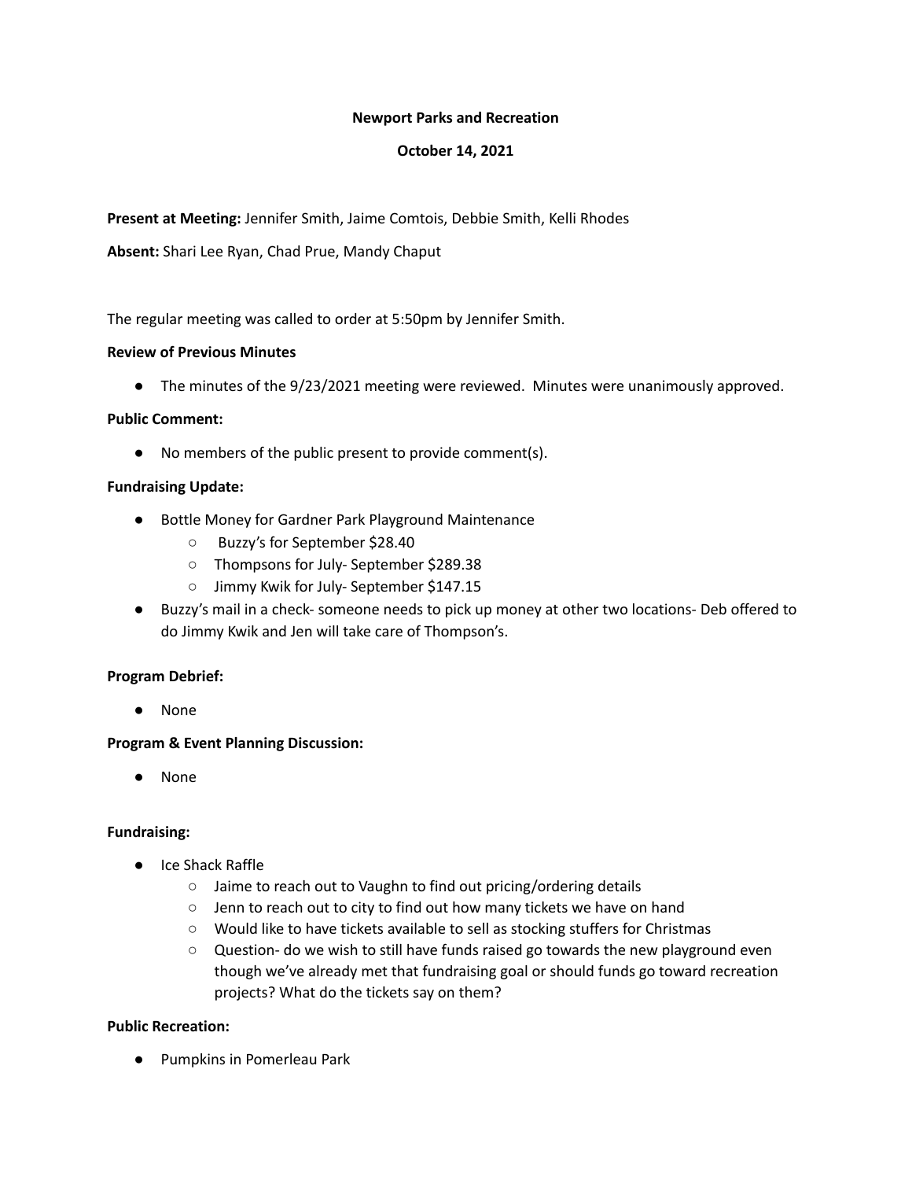**Newport Parks and Recreation**

**October 14, 2021**

**Present at Meeting:** Jennifer Smith, Jaime Comtois, Debbie Smith, Kelli Rhodes

**Absent:** Shari Lee Ryan, Chad Prue, Mandy Chaput

The regular meeting was called to order at 5:50pm by Jennifer Smith.

**Review of Previous Minutes**

- The minutes of the 9/23/2021 meeting were reviewed. Minutes were unanimously approved.

**Public Comment:**

- No members of the public present to provide comment(s).

**Fundraising Update:**

- Bottle Money for Gardner Park Playground Maintenance
  - Buzzy's for September $28.40
  - Thompsons for July- September $289.38
  - Jimmy Kwik for July- September $147.15
- Buzzy's mail in a check- someone needs to pick up money at other two locations- Deb offered to do Jimmy Kwik and Jen will take care of Thompson's.

**Program Debrief:**

- None

**Program & Event Planning Discussion:**

- None

**Fundraising:**

- Ice Shack Raffle
  - Jaime to reach out to Vaughn to find out pricing/ordering details
  - Jenn to reach out to city to find out how many tickets we have on hand
  - Would like to have tickets available to sell as stocking stuffers for Christmas
  - Question- do we wish to still have funds raised go towards the new playground even though we've already met that fundraising goal or should funds go toward recreation projects? What do the tickets say on them?

**Public Recreation:**

- Pumpkins in Pomerleau Park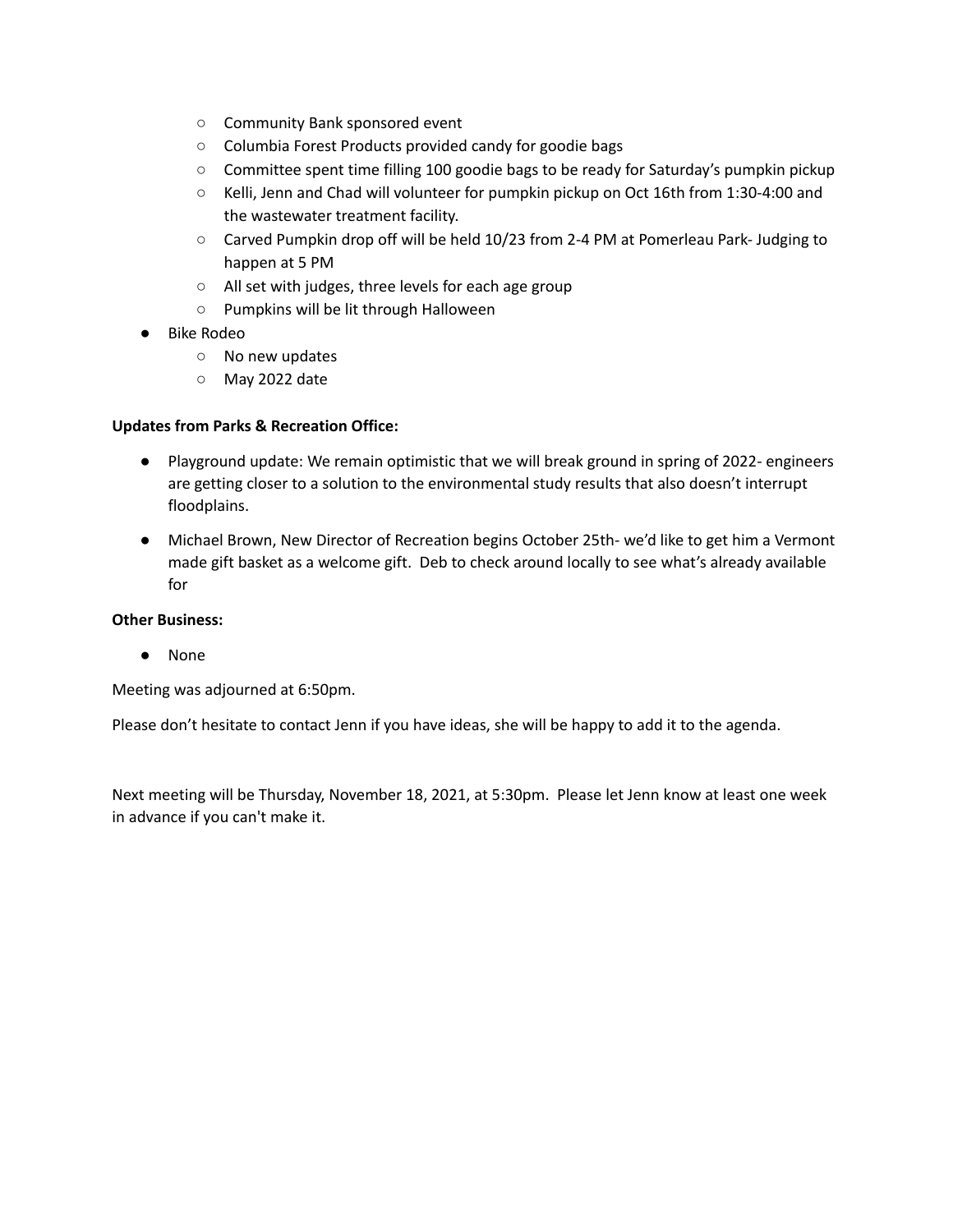- Community Bank sponsored event
    - Columbia Forest Products provided candy for goodie bags
    - Committee spent time filling 100 goodie bags to be ready for Saturday's pumpkin pickup
    - Kelli, Jenn and Chad will volunteer for pumpkin pickup on Oct 16th from 1:30-4:00 and the wastewater treatment facility.
    - Carved Pumpkin drop off will be held 10/23 from 2-4 PM at Pomerleau Park- Judging to happen at 5 PM
    - All set with judges, three levels for each age group
    - Pumpkins will be lit through Halloween
- Bike Rodeo
    - No new updates
    - May 2022 date

**Updates from Parks & Recreation Office:**

- Playground update: We remain optimistic that we will break ground in spring of 2022- engineers are getting closer to a solution to the environmental study results that also doesn't interrupt floodplains.
- Michael Brown, New Director of Recreation begins October 25th- we'd like to get him a Vermont made gift basket as a welcome gift. Deb to check around locally to see what's already available for

**Other Business:**

- None

Meeting was adjourned at 6:50pm.

Please don't hesitate to contact Jenn if you have ideas, she will be happy to add it to the agenda.

Next meeting will be Thursday, November 18, 2021, at 5:30pm. Please let Jenn know at least one week in advance if you can't make it.